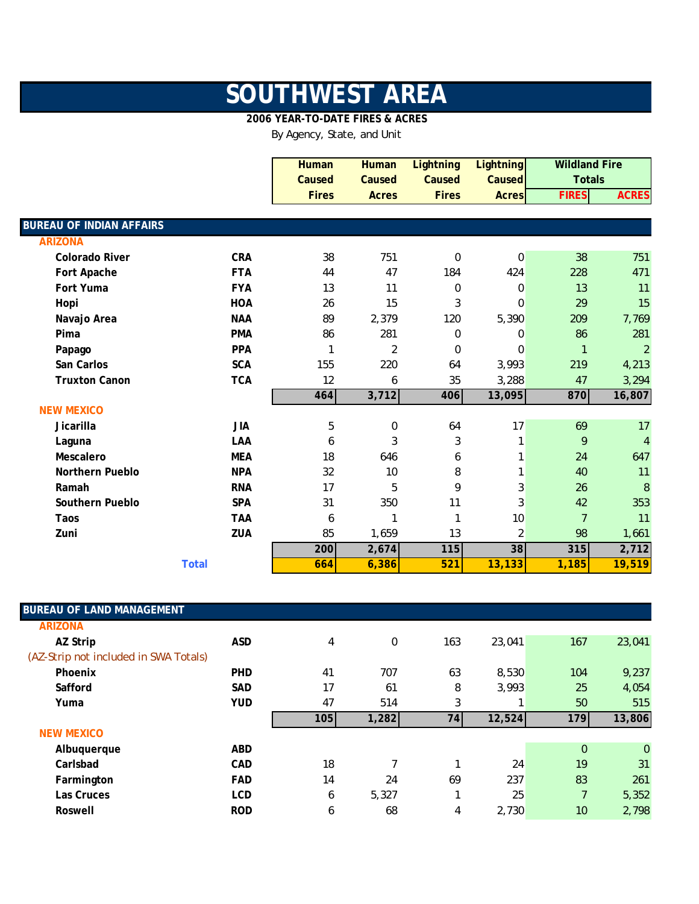# SOUTHWEST AREA

**2006 YEAR-TO-DATE FIRES & ACRES**

By Agency, State, and Unit

| | | Human Caused Fires | Human Caused Acres | Lightning Caused Fires | Lightning Caused Acres | Wildland Fire Totals FIRES | Wildland Fire Totals ACRES |
|---|---|---|---|---|---|---|---|
| **BUREAU OF INDIAN AFFAIRS** | | | | | | | |
| **ARIZONA** | | | | | | | |
| **Colorado River** | **CRA** | 38 | 751 | 0 | 0 | 38 | 751 |
| **Fort Apache** | **FTA** | 44 | 47 | 184 | 424 | 228 | 471 |
| **Fort Yuma** | **FYA** | 13 | 11 | 0 | 0 | 13 | 11 |
| **Hopi** | **HOA** | 26 | 15 | 3 | 0 | 29 | 15 |
| **Navajo Area** | **NAA** | 89 | 2,379 | 120 | 5,390 | 209 | 7,769 |
| **Pima** | **PMA** | 86 | 281 | 0 | 0 | 86 | 281 |
| **Papago** | **PPA** | 1 | 2 | 0 | 0 | 1 | 2 |
| **San Carlos** | **SCA** | 155 | 220 | 64 | 3,993 | 219 | 4,213 |
| **Truxton Canon** | **TCA** | 12 | 6 | 35 | 3,288 | 47 | 3,294 |
| | | **464** | **3,712** | **406** | **13,095** | **870** | **16,807** |
| **NEW MEXICO** | | | | | | | |
| **Jicarilla** | **JIA** | 5 | 0 | 64 | 17 | 69 | 17 |
| **Laguna** | **LAA** | 6 | 3 | 3 | 1 | 9 | 4 |
| **Mescalero** | **MEA** | 18 | 646 | 6 | 1 | 24 | 647 |
| **Northern Pueblo** | **NPA** | 32 | 10 | 8 | 1 | 40 | 11 |
| **Ramah** | **RNA** | 17 | 5 | 9 | 3 | 26 | 8 |
| **Southern Pueblo** | **SPA** | 31 | 350 | 11 | 3 | 42 | 353 |
| **Taos** | **TAA** | 6 | 1 | 1 | 10 | 7 | 11 |
| **Zuni** | **ZUA** | 85 | 1,659 | 13 | 2 | 98 | 1,661 |
| | | **200** | **2,674** | **115** | **38** | **315** | **2,712** |
| **Total** | | **664** | **6,386** | **521** | **13,133** | **1,185** | **19,519** |

| | | Human Caused Fires | Human Caused Acres | Lightning Caused Fires | Lightning Caused Acres | Wildland Fire Totals FIRES | Wildland Fire Totals ACRES |
|---|---|---|---|---|---|---|---|
| **BUREAU OF LAND MANAGEMENT** | | | | | | | |
| **ARIZONA** | | | | | | | |
| **AZ Strip** | **ASD** | 4 | 0 | 163 | 23,041 | 167 | 23,041 |
| (AZ-Strip not included in SWA Totals) | | | | | | | |
| **Phoenix** | **PHD** | 41 | 707 | 63 | 8,530 | 104 | 9,237 |
| **Safford** | **SAD** | 17 | 61 | 8 | 3,993 | 25 | 4,054 |
| **Yuma** | **YUD** | 47 | 514 | 3 | 1 | 50 | 515 |
| | | **105** | **1,282** | **74** | **12,524** | **179** | **13,806** |
| **NEW MEXICO** | | | | | | | |
| **Albuquerque** | **ABD** | | | | | 0 | 0 |
| **Carlsbad** | **CAD** | 18 | 7 | 1 | 24 | 19 | 31 |
| **Farmington** | **FAD** | 14 | 24 | 69 | 237 | 83 | 261 |
| **Las Cruces** | **LCD** | 6 | 5,327 | 1 | 25 | 7 | 5,352 |
| **Roswell** | **ROD** | 6 | 68 | 4 | 2,730 | 10 | 2,798 |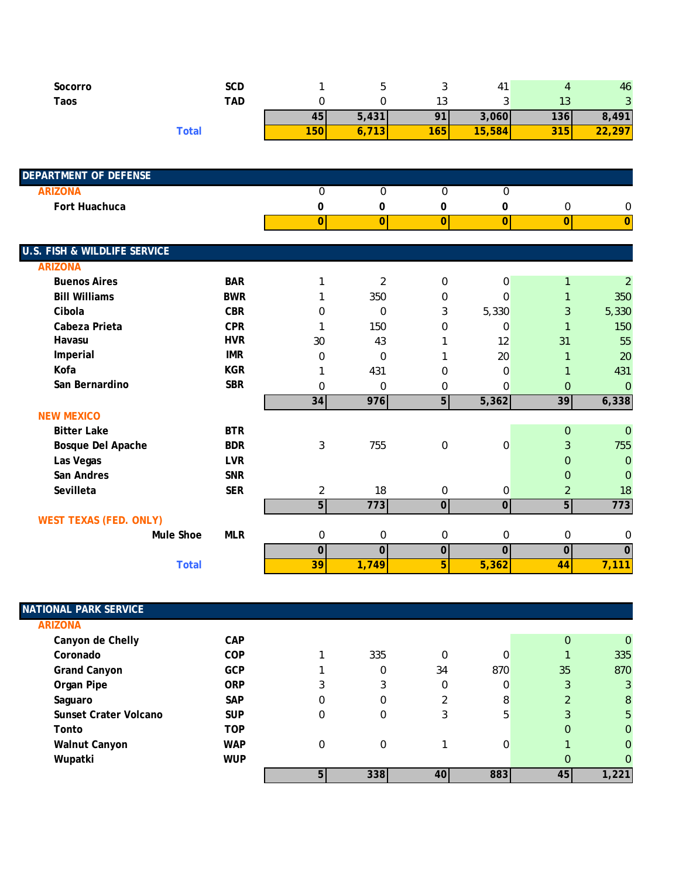| | | | | | | | |
|---|---|---|---|---|---|---|---|
| Socorro | SCD | 1 | 5 | 3 | 41 | 4 | 46 |
| Taos | TAD | 0 | 0 | 13 | 3 | 13 | 3 |
| | | **45** | **5,431** | **91** | **3,060** | **136** | **8,491** |
| **Total** | | **150** | **6,713** | **165** | **15,584** | **315** | **22,297** |

| **DEPARTMENT OF DEFENSE** | | | | | | | |
|---|---|---|---|---|---|---|---|
| **ARIZONA** | | 0 | 0 | 0 | 0 | | |
| Fort Huachuca | | **0** | **0** | **0** | **0** | 0 | 0 |
| | | **0** | **0** | **0** | **0** | **0** | **0** |

| **U.S. FISH & WILDLIFE SERVICE** | | | | | | | |
|---|---|---|---|---|---|---|---|
| **ARIZONA** | | | | | | | |
| Buenos Aires | BAR | 1 | 2 | 0 | 0 | 1 | 2 |
| Bill Williams | BWR | 1 | 350 | 0 | 0 | 1 | 350 |
| Cibola | CBR | 0 | 0 | 3 | 5,330 | 3 | 5,330 |
| Cabeza Prieta | CPR | 1 | 150 | 0 | 0 | 1 | 150 |
| Havasu | HVR | 30 | 43 | 1 | 12 | 31 | 55 |
| Imperial | IMR | 0 | 0 | 1 | 20 | 1 | 20 |
| Kofa | KGR | 1 | 431 | 0 | 0 | 1 | 431 |
| San Bernardino | SBR | 0 | 0 | 0 | 0 | 0 | 0 |
| | | **34** | **976** | **5** | **5,362** | **39** | **6,338** |
| **NEW MEXICO** | | | | | | | |
| Bitter Lake | BTR | | | | | 0 | 0 |
| Bosque Del Apache | BDR | 3 | 755 | 0 | 0 | 3 | 755 |
| Las Vegas | LVR | | | | | 0 | 0 |
| San Andres | SNR | | | | | 0 | 0 |
| Sevilleta | SER | 2 | 18 | 0 | 0 | 2 | 18 |
| | | **5** | **773** | **0** | **0** | **5** | **773** |
| **WEST TEXAS (FED. ONLY)** | | | | | | | |
| Mule Shoe | MLR | 0 | 0 | 0 | 0 | 0 | 0 |
| | | **0** | **0** | **0** | **0** | **0** | **0** |
| **Total** | | **39** | **1,749** | **5** | **5,362** | **44** | **7,111** |

| **NATIONAL PARK SERVICE** | | | | | | | |
|---|---|---|---|---|---|---|---|
| **ARIZONA** | | | | | | | |
| Canyon de Chelly | CAP | | | | | 0 | 0 |
| Coronado | COP | 1 | 335 | 0 | 0 | 1 | 335 |
| Grand Canyon | GCP | 1 | 0 | 34 | 870 | 35 | 870 |
| Organ Pipe | ORP | 3 | 3 | 0 | 0 | 3 | 3 |
| Saguaro | SAP | 0 | 0 | 2 | 8 | 2 | 8 |
| Sunset Crater Volcano | SUP | 0 | 0 | 3 | 5 | 3 | 5 |
| Tonto | TOP | | | | | 0 | 0 |
| Walnut Canyon | WAP | 0 | 0 | 1 | 0 | 1 | 0 |
| Wupatki | WUP | | | | | 0 | 0 |
| | | **5** | **338** | **40** | **883** | **45** | **1,221** |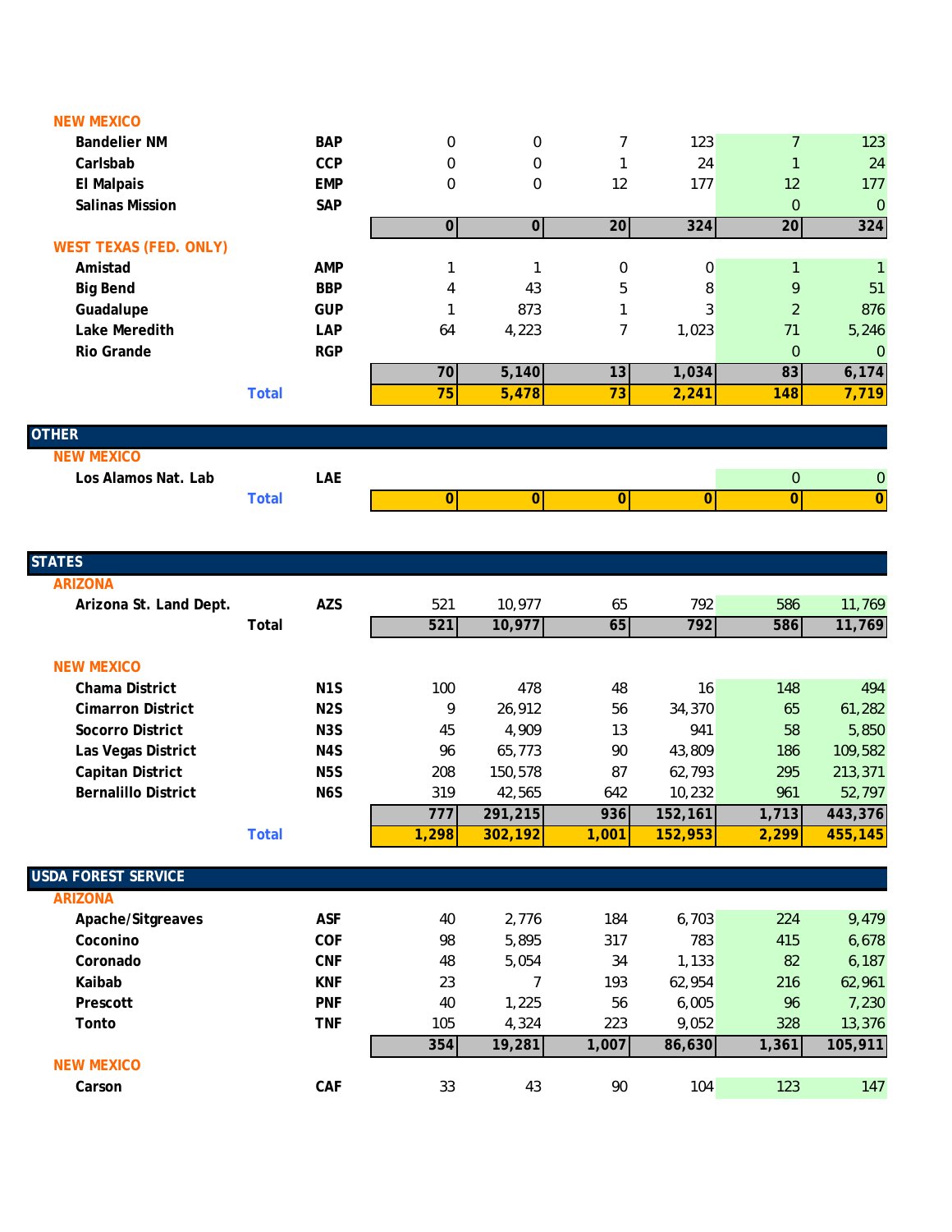| | | | | | | | |
|---|---|---|---|---|---|---|---|
| **NEW MEXICO** | | | | | | | |
| **Bandelier NM** | **BAP** | 0 | 0 | 7 | 123 | 7 | 123 |
| **Carlsbab** | **CCP** | 0 | 0 | 1 | 24 | 1 | 24 |
| **El Malpais** | **EMP** | 0 | 0 | 12 | 177 | 12 | 177 |
| **Salinas Mission** | **SAP** | | | | | 0 | 0 |
| | | **0** | **0** | **20** | **324** | **20** | **324** |
| **WEST TEXAS (FED. ONLY)** | | | | | | | |
| **Amistad** | **AMP** | 1 | 1 | 0 | 0 | 1 | 1 |
| **Big Bend** | **BBP** | 4 | 43 | 5 | 8 | 9 | 51 |
| **Guadalupe** | **GUP** | 1 | 873 | 1 | 3 | 2 | 876 |
| **Lake Meredith** | **LAP** | 64 | 4,223 | 7 | 1,023 | 71 | 5,246 |
| **Rio Grande** | **RGP** | | | | | 0 | 0 |
| | | **70** | **5,140** | **13** | **1,034** | **83** | **6,174** |
| **Total** | | **75** | **5,478** | **73** | **2,241** | **148** | **7,719** |

| | | | | | | | |
|---|---|---|---|---|---|---|---|
| **OTHER** | | | | | | | |
| **NEW MEXICO** | | | | | | | |
| **Los Alamos Nat. Lab** | **LAE** | | | | | 0 | 0 |
| **Total** | | **0** | **0** | **0** | **0** | **0** | **0** |

| | | | | | | | |
|---|---|---|---|---|---|---|---|
| **STATES** | | | | | | | |
| **ARIZONA** | | | | | | | |
| **Arizona St. Land Dept.** | **AZS** | 521 | 10,977 | 65 | 792 | 586 | 11,769 |
| **Total** | | **521** | **10,977** | **65** | **792** | **586** | **11,769** |
| **NEW MEXICO** | | | | | | | |
| **Chama District** | **N1S** | 100 | 478 | 48 | 16 | 148 | 494 |
| **Cimarron District** | **N2S** | 9 | 26,912 | 56 | 34,370 | 65 | 61,282 |
| **Socorro District** | **N3S** | 45 | 4,909 | 13 | 941 | 58 | 5,850 |
| **Las Vegas District** | **N4S** | 96 | 65,773 | 90 | 43,809 | 186 | 109,582 |
| **Capitan District** | **N5S** | 208 | 150,578 | 87 | 62,793 | 295 | 213,371 |
| **Bernalillo District** | **N6S** | 319 | 42,565 | 642 | 10,232 | 961 | 52,797 |
| | | **777** | **291,215** | **936** | **152,161** | **1,713** | **443,376** |
| **Total** | | **1,298** | **302,192** | **1,001** | **152,953** | **2,299** | **455,145** |

| | | | | | | | |
|---|---|---|---|---|---|---|---|
| **USDA FOREST SERVICE** | | | | | | | |
| **ARIZONA** | | | | | | | |
| **Apache/Sitgreaves** | **ASF** | 40 | 2,776 | 184 | 6,703 | 224 | 9,479 |
| **Coconino** | **COF** | 98 | 5,895 | 317 | 783 | 415 | 6,678 |
| **Coronado** | **CNF** | 48 | 5,054 | 34 | 1,133 | 82 | 6,187 |
| **Kaibab** | **KNF** | 23 | 7 | 193 | 62,954 | 216 | 62,961 |
| **Prescott** | **PNF** | 40 | 1,225 | 56 | 6,005 | 96 | 7,230 |
| **Tonto** | **TNF** | 105 | 4,324 | 223 | 9,052 | 328 | 13,376 |
| | | **354** | **19,281** | **1,007** | **86,630** | **1,361** | **105,911** |
| **NEW MEXICO** | | | | | | | |
| **Carson** | **CAF** | 33 | 43 | 90 | 104 | 123 | 147 |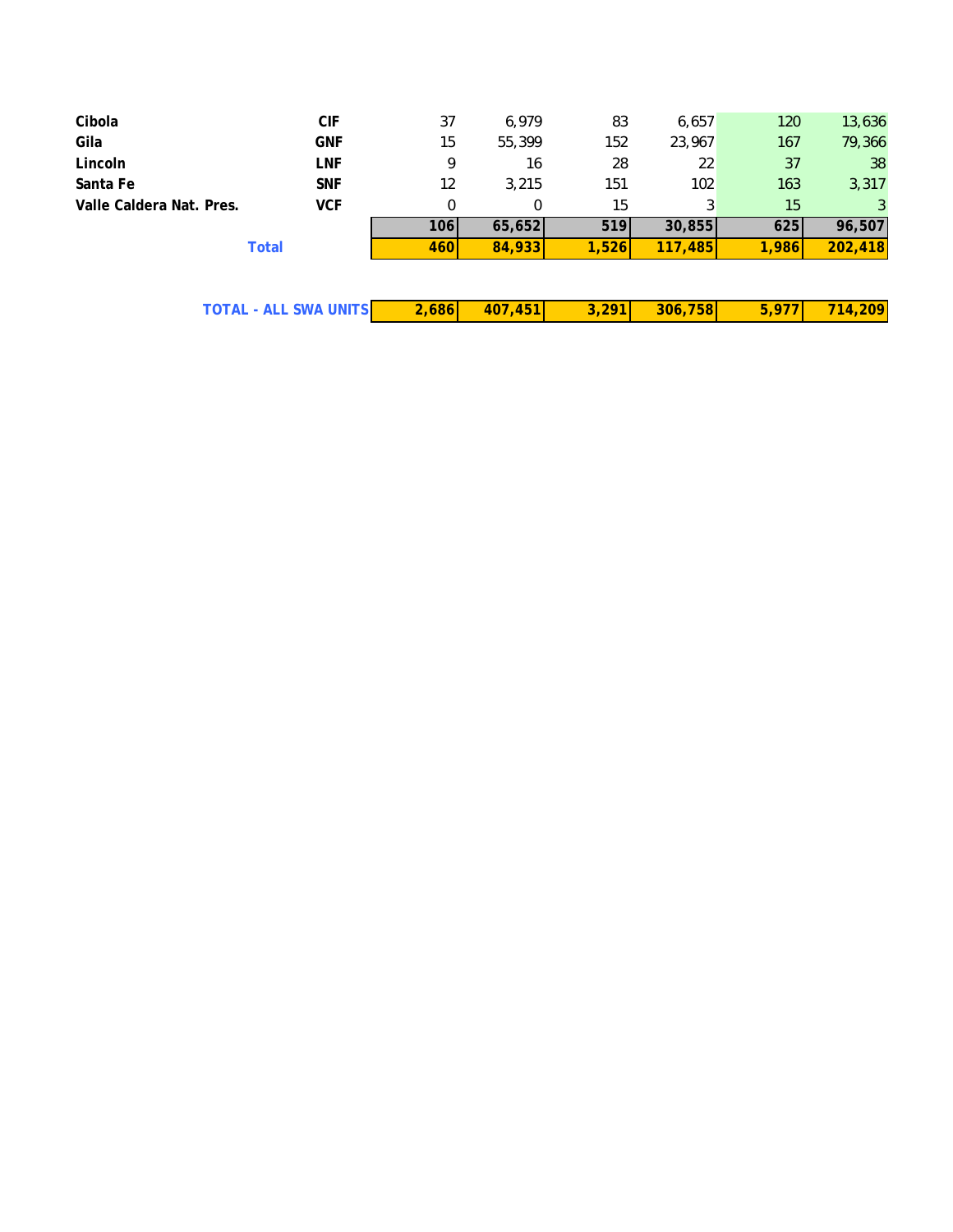| | | | | | | | |
|---|---|---|---|---|---|---|---|
| **Cibola** | **CIF** | 37 | 6,979 | 83 | 6,657 | 120 | 13,636 |
| **Gila** | **GNF** | 15 | 55,399 | 152 | 23,967 | 167 | 79,366 |
| **Lincoln** | **LNF** | 9 | 16 | 28 | 22 | 37 | 38 |
| **Santa Fe** | **SNF** | 12 | 3,215 | 151 | 102 | 163 | 3,317 |
| **Valle Caldera Nat. Pres.** | **VCF** | 0 | 0 | 15 | 3 | 15 | 3 |
| | | **106** | **65,652** | **519** | **30,855** | **625** | **96,507** |
| **Total** | | **460** | **84,933** | **1,526** | **117,485** | **1,986** | **202,418** |
| | | | | | | | |
| **TOTAL - ALL SWA UNITS** | | **2,686** | **407,451** | **3,291** | **306,758** | **5,977** | **714,209** |